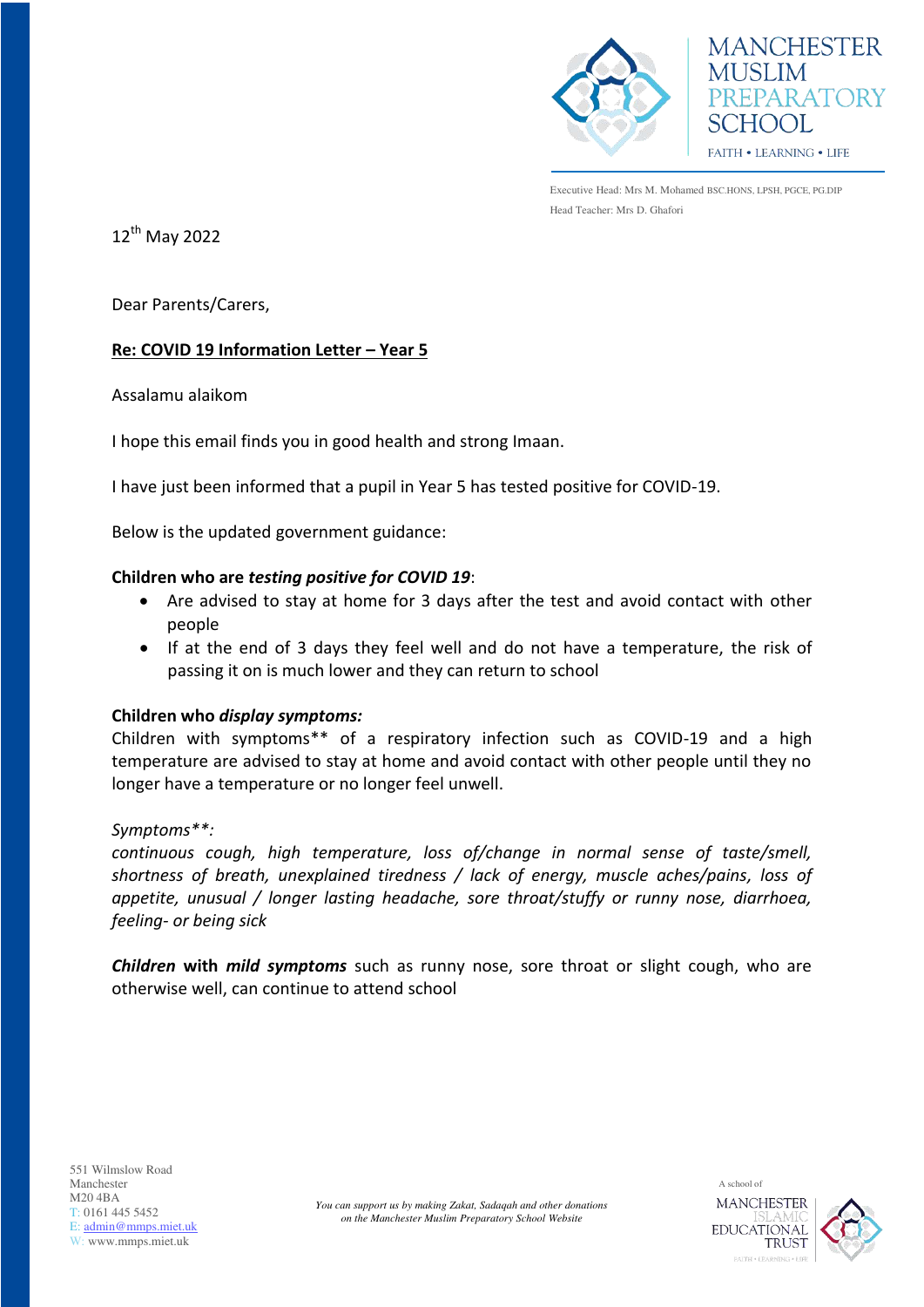MANCHESTER MUSLIM PREPARATORY SCHOOL

FAITH • LEARNING • LIFE

Executive Head: Mrs M. Mohamed BSC.HONS, LPSH, PGCE, PG.DIP

Head Teacher: Mrs D. Ghafori

12th May 2022

Dear Parents/Carers,

**Re: COVID 19 Information Letter – Year 5**

Assalamu alaikom

I hope this email finds you in good health and strong Imaan.

I have just been informed that a pupil in Year 5 has tested positive for COVID-19.

Below is the updated government guidance:

**Children who are *testing positive for COVID 19*:**

- Are advised to stay at home for 3 days after the test and avoid contact with other people
- If at the end of 3 days they feel well and do not have a temperature, the risk of passing it on is much lower and they can return to school

**Children who *display symptoms:***

Children with symptoms** of a respiratory infection such as COVID-19 and a high temperature are advised to stay at home and avoid contact with other people until they no longer have a temperature or no longer feel unwell.

*Symptoms**:*

*continuous cough, high temperature, loss of/change in normal sense of taste/smell, shortness of breath, unexplained tiredness / lack of energy, muscle aches/pains, loss of appetite, unusual / longer lasting headache, sore throat/stuffy or runny nose, diarrhoea, feeling- or being sick*

***Children* with *mild symptoms*** such as runny nose, sore throat or slight cough, who are otherwise well, can continue to attend school

551 Wilmslow Road
Manchester
M20 4BA
T: 0161 445 5452
E: admin@mmps.miet.uk
W: www.mmps.miet.uk

*You can support us by making Zakat, Sadaqah and other donations on the Manchester Muslim Preparatory School Website*

A school of MANCHESTER ISLAMIC EDUCATIONAL TRUST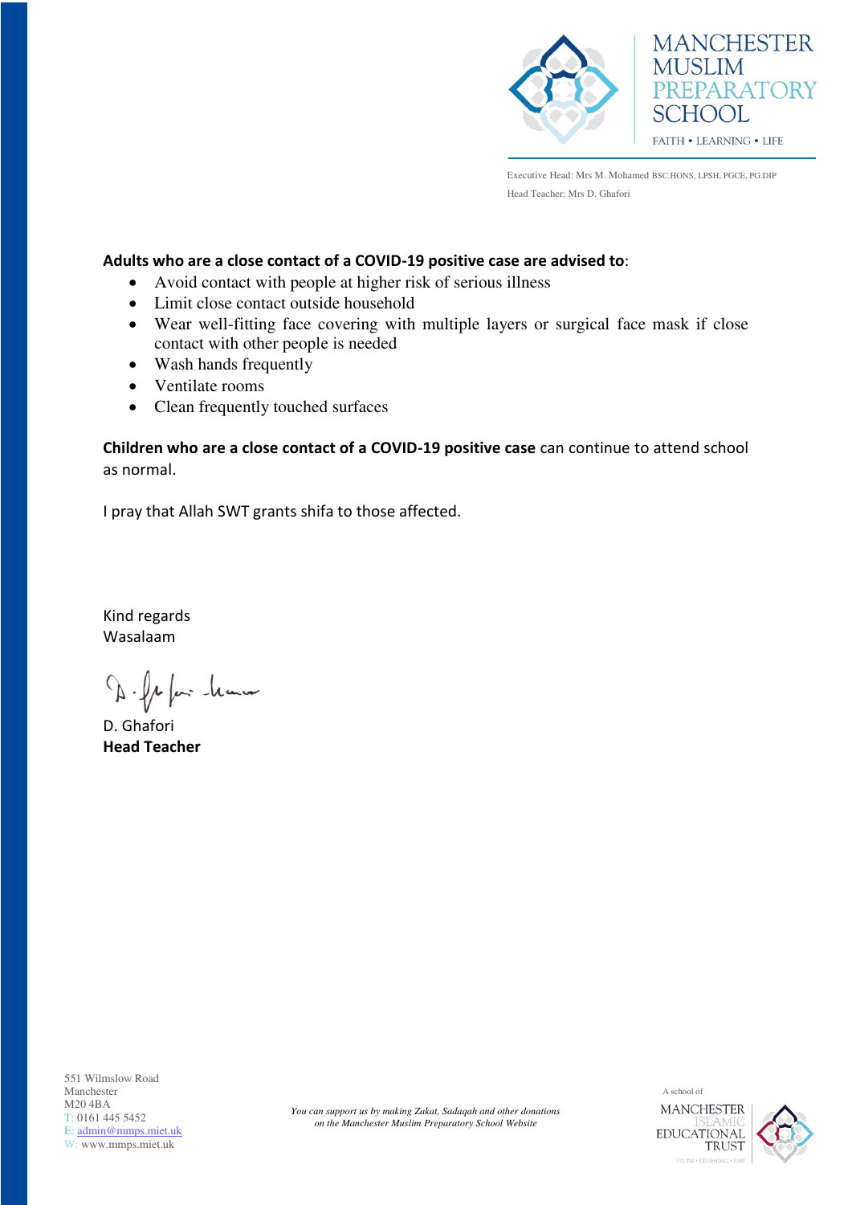**Adults who are a close contact of a COVID-19 positive case are advised to**:

- Avoid contact with people at higher risk of serious illness
- Limit close contact outside household
- Wear well-fitting face covering with multiple layers or surgical face mask if close contact with other people is needed
- Wash hands frequently
- Ventilate rooms
- Clean frequently touched surfaces

**Children who are a close contact of a COVID-19 positive case** can continue to attend school as normal.

I pray that Allah SWT grants shifa to those affected.

Kind regards
Wasalaam

D. Ghafori
**Head Teacher**